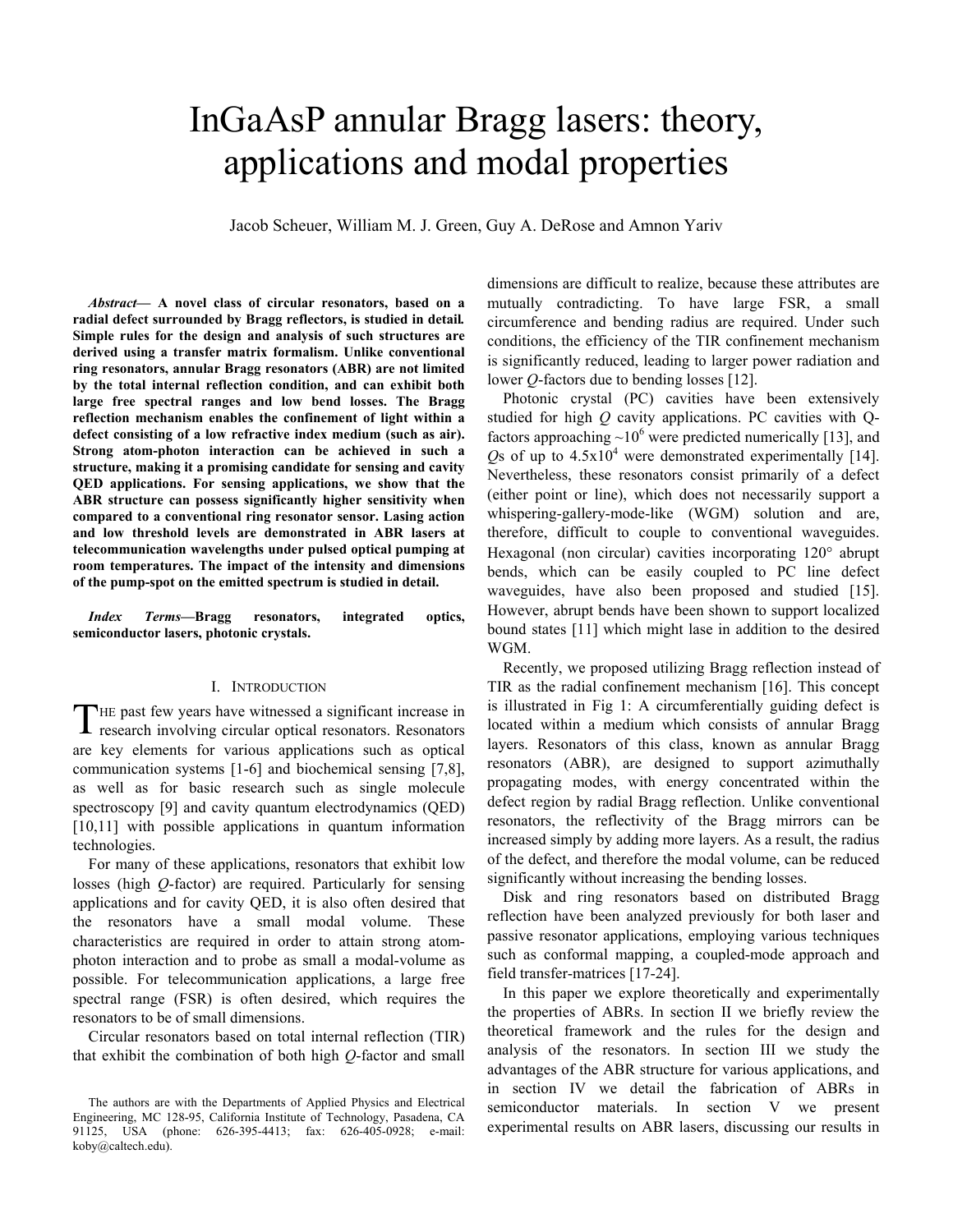# InGaAsP annular Bragg lasers: theory, applications and modal properties

Jacob Scheuer, William M. J. Green, Guy A. DeRose and Amnon Yariv

***Abstract*— A novel class of circular resonators, based on a radial defect surrounded by Bragg reflectors, is studied in detail. Simple rules for the design and analysis of such structures are derived using a transfer matrix formalism. Unlike conventional ring resonators, annular Bragg resonators (ABR) are not limited by the total internal reflection condition, and can exhibit both large free spectral ranges and low bend losses. The Bragg reflection mechanism enables the confinement of light within a defect consisting of a low refractive index medium (such as air). Strong atom-photon interaction can be achieved in such a structure, making it a promising candidate for sensing and cavity QED applications. For sensing applications, we show that the ABR structure can possess significantly higher sensitivity when compared to a conventional ring resonator sensor. Lasing action and low threshold levels are demonstrated in ABR lasers at telecommunication wavelengths under pulsed optical pumping at room temperatures. The impact of the intensity and dimensions of the pump-spot on the emitted spectrum is studied in detail.**

***Index Terms*—Bragg resonators, integrated optics, semiconductor lasers, photonic crystals.**

## I. Introduction

The past few years have witnessed a significant increase in research involving circular optical resonators. Resonators are key elements for various applications such as optical communication systems [1-6] and biochemical sensing [7,8], as well as for basic research such as single molecule spectroscopy [9] and cavity quantum electrodynamics (QED) [10,11] with possible applications in quantum information technologies.

For many of these applications, resonators that exhibit low losses (high *Q*-factor) are required. Particularly for sensing applications and for cavity QED, it is also often desired that the resonators have a small modal volume. These characteristics are required in order to attain strong atom-photon interaction and to probe as small a modal-volume as possible. For telecommunication applications, a large free spectral range (FSR) is often desired, which requires the resonators to be of small dimensions.

Circular resonators based on total internal reflection (TIR) that exhibit the combination of both high *Q*-factor and small dimensions are difficult to realize, because these attributes are mutually contradicting. To have large FSR, a small circumference and bending radius are required. Under such conditions, the efficiency of the TIR confinement mechanism is significantly reduced, leading to larger power radiation and lower *Q*-factors due to bending losses [12].

Photonic crystal (PC) cavities have been extensively studied for high *Q* cavity applications. PC cavities with Q-factors approaching ~$10^6$ were predicted numerically [13], and *Q*s of up to $4.5\text{x}10^4$ were demonstrated experimentally [14]. Nevertheless, these resonators consist primarily of a defect (either point or line), which does not necessarily support a whispering-gallery-mode-like (WGM) solution and are, therefore, difficult to couple to conventional waveguides. Hexagonal (non circular) cavities incorporating 120° abrupt bends, which can be easily coupled to PC line defect waveguides, have also been proposed and studied [15]. However, abrupt bends have been shown to support localized bound states [11] which might lase in addition to the desired WGM.

Recently, we proposed utilizing Bragg reflection instead of TIR as the radial confinement mechanism [16]. This concept is illustrated in Fig 1: A circumferentially guiding defect is located within a medium which consists of annular Bragg layers. Resonators of this class, known as annular Bragg resonators (ABR), are designed to support azimuthally propagating modes, with energy concentrated within the defect region by radial Bragg reflection. Unlike conventional resonators, the reflectivity of the Bragg mirrors can be increased simply by adding more layers. As a result, the radius of the defect, and therefore the modal volume, can be reduced significantly without increasing the bending losses.

Disk and ring resonators based on distributed Bragg reflection have been analyzed previously for both laser and passive resonator applications, employing various techniques such as conformal mapping, a coupled-mode approach and field transfer-matrices [17-24].

In this paper we explore theoretically and experimentally the properties of ABRs. In section II we briefly review the theoretical framework and the rules for the design and analysis of the resonators. In section III we study the advantages of the ABR structure for various applications, and in section IV we detail the fabrication of ABRs in semiconductor materials. In section V we present experimental results on ABR lasers, discussing our results in

The authors are with the Departments of Applied Physics and Electrical Engineering, MC 128-95, California Institute of Technology, Pasadena, CA 91125, USA (phone: 626-395-4413; fax: 626-405-0928; e-mail: koby@caltech.edu).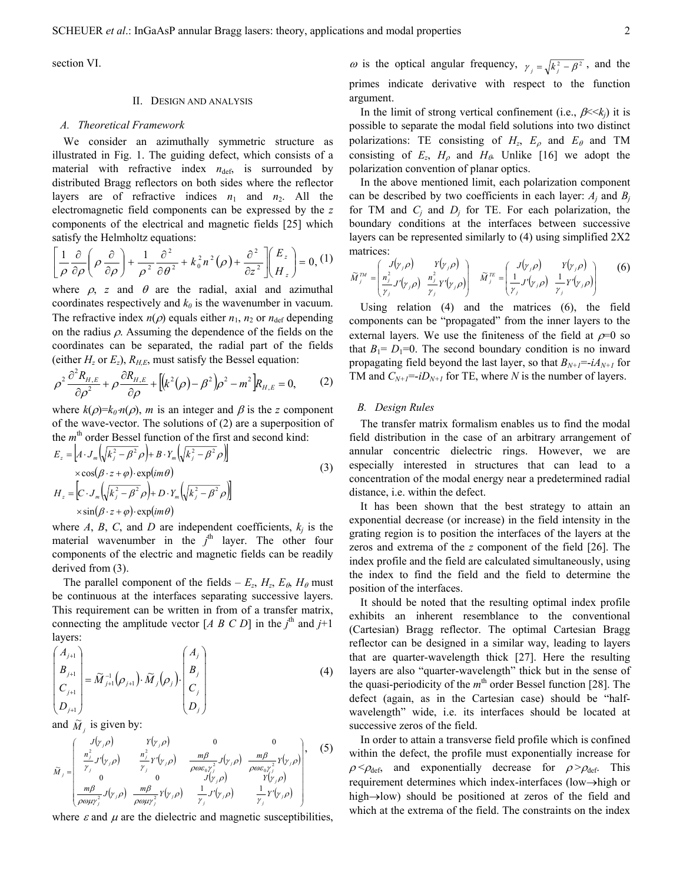section VI.

## II. Design and Analysis

### A. Theoretical Framework

We consider an azimuthally symmetric structure as illustrated in Fig. 1. The guiding defect, which consists of a material with refractive index $n_{\text{def}}$, is surrounded by distributed Bragg reflectors on both sides where the reflector layers are of refractive indices $n_1$ and $n_2$. All the electromagnetic field components can be expressed by the $z$ components of the electrical and magnetic fields [25] which satisfy the Helmholtz equations:

$$\left[\frac{1}{\rho}\frac{\partial}{\partial\rho}\left(\rho\frac{\partial}{\partial\rho}\right)+\frac{1}{\rho^2}\frac{\partial^2}{\partial\theta^2}+k_0^2n^2(\rho)+\frac{\partial^2}{\partial z^2}\right]\begin{pmatrix}E_z\\H_z\end{pmatrix}=0, \quad (1)$$

where $\rho$, $z$ and $\theta$ are the radial, axial and azimuthal coordinates respectively and $k_0$ is the wavenumber in vacuum. The refractive index $n(\rho)$ equals either $n_1$, $n_2$ or $n_{\text{def}}$ depending on the radius $\rho$. Assuming the dependence of the fields on the coordinates can be separated, the radial part of the fields (either $H_z$ or $E_z$), $R_{H,E}$, must satisfy the Bessel equation:

$$\rho^2\frac{\partial^2 R_{H,E}}{\partial\rho^2}+\rho\frac{\partial R_{H,E}}{\partial\rho}+\left[\left(k^2(\rho)-\beta^2\right)\rho^2-m^2\right]R_{H,E}=0, \quad (2)$$

where $k(\rho)=k_0\cdot n(\rho)$, $m$ is an integer and $\beta$ is the $z$ component of the wave-vector. The solutions of (2) are a superposition of the $m^{\text{th}}$ order Bessel function of the first and second kind:

$$\begin{aligned}E_z&=\left[A\cdot J_m\left(\sqrt{k_j^2-\beta^2}\rho\right)+B\cdot Y_m\left(\sqrt{k_j^2-\beta^2}\rho\right)\right]\\&\quad\times\cos(\beta\cdot z+\varphi)\cdot\exp(im\theta)\\H_z&=\left[C\cdot J_m\left(\sqrt{k_j^2-\beta^2}\rho\right)+D\cdot Y_m\left(\sqrt{k_j^2-\beta^2}\rho\right)\right]\\&\quad\times\sin(\beta\cdot z+\varphi)\cdot\exp(im\theta)\end{aligned} \quad (3)$$

where $A$, $B$, $C$, and $D$ are independent coefficients, $k_j$ is the material wavenumber in the $j^{\text{th}}$ layer. The other four components of the electric and magnetic fields can be readily derived from (3).

The parallel component of the fields – $E_z$, $H_z$, $E_\theta$, $H_\theta$ must be continuous at the interfaces separating successive layers. This requirement can be written in from of a transfer matrix, connecting the amplitude vector [$A$ $B$ $C$ $D$] in the $j^{\text{th}}$ and $j$+1 layers:

$$\begin{pmatrix}A_{j+1}\\B_{j+1}\\C_{j+1}\\D_{j+1}\end{pmatrix}=\tilde{M}_{j+1}^{-1}(\rho_{j+1})\cdot\tilde{M}_j(\rho_j)\cdot\begin{pmatrix}A_j\\B_j\\C_j\\D_j\end{pmatrix} \quad (4)$$

and $\tilde{M}_j$ is given by:

$$\tilde{M}_j=\begin{pmatrix}J(\gamma_j\rho) & Y(\gamma_j\rho) & 0 & 0\\ \frac{n_j^2}{\gamma_j}J'(\gamma_j\rho) & \frac{n_j^2}{\gamma_j}Y'(\gamma_j\rho) & \frac{m\beta}{\rho\omega\varepsilon_0\gamma_j^2}J(\gamma_j\rho) & \frac{m\beta}{\rho\omega\varepsilon_0\gamma_j^2}Y(\gamma_j\rho)\\ 0 & 0 & J(\gamma_j\rho) & Y(\gamma_j\rho)\\ \frac{m\beta}{\rho\omega\mu\gamma_j^2}J(\gamma_j\rho) & \frac{m\beta}{\rho\omega\mu\gamma_j^2}Y(\gamma_j\rho) & \frac{1}{\gamma_j}J'(\gamma_j\rho) & \frac{1}{\gamma_j}Y'(\gamma_j\rho)\end{pmatrix}, \quad (5)$$

where $\varepsilon$ and $\mu$ are the dielectric and magnetic susceptibilities, $\omega$ is the optical angular frequency, $\gamma_j=\sqrt{k_j^2-\beta^2}$, and the primes indicate derivative with respect to the function argument.

In the limit of strong vertical confinement (i.e., $\beta \ll k_j$) it is possible to separate the modal field solutions into two distinct polarizations: TE consisting of $H_z$, $E_\rho$ and $E_\theta$ and TM consisting of $E_z$, $H_\rho$ and $H_\theta$. Unlike [16] we adopt the polarization convention of planar optics.

In the above mentioned limit, each polarization component can be described by two coefficients in each layer: $A_j$ and $B_j$ for TM and $C_j$ and $D_j$ for TE. For each polarization, the boundary conditions at the interfaces between successive layers can be represented similarly to (4) using simplified 2X2 matrices:

$$\tilde{M}_j^{TM}=\begin{pmatrix}J(\gamma_j\rho) & Y(\gamma_j\rho)\\ \frac{n_j^2}{\gamma_j}J'(\gamma_j\rho) & \frac{n_j^2}{\gamma_j}Y'(\gamma_j\rho)\end{pmatrix}\quad \tilde{M}_j^{TE}=\begin{pmatrix}J(\gamma_j\rho) & Y(\gamma_j\rho)\\ \frac{1}{\gamma_j}J'(\gamma_j\rho) & \frac{1}{\gamma_j}Y'(\gamma_j\rho)\end{pmatrix} \quad (6)$$

Using relation (4) and the matrices (6), the field components can be "propagated" from the inner layers to the external layers. We use the finiteness of the field at $\rho$=0 so that $B_1$= $D_1$=0. The second boundary condition is no inward propagating field beyond the last layer, so that $B_{N+1}$=-$iA_{N+1}$ for TM and $C_{N+1}$=-$iD_{N+1}$ for TE, where $N$ is the number of layers.

### B. Design Rules

The transfer matrix formalism enables us to find the modal field distribution in the case of an arbitrary arrangement of annular concentric dielectric rings. However, we are especially interested in structures that can lead to a concentration of the modal energy near a predetermined radial distance, i.e. within the defect.

It has been shown that the best strategy to attain an exponential decrease (or increase) in the field intensity in the grating region is to position the interfaces of the layers at the zeros and extrema of the $z$ component of the field [26]. The index profile and the field are calculated simultaneously, using the index to find the field and the field to determine the position of the interfaces.

It should be noted that the resulting optimal index profile exhibits an inherent resemblance to the conventional (Cartesian) Bragg reflector. The optimal Cartesian Bragg reflector can be designed in a similar way, leading to layers that are quarter-wavelength thick [27]. Here the resulting layers are also "quarter-wavelength" thick but in the sense of the quasi-periodicity of the $m^{\text{th}}$ order Bessel function [28]. The defect (again, as in the Cartesian case) should be "half-wavelength" wide, i.e. its interfaces should be located at successive zeros of the field.

In order to attain a transverse field profile which is confined within the defect, the profile must exponentially increase for $\rho<\rho_{\text{def}}$, and exponentially decrease for $\rho>\rho_{\text{def}}$. This requirement determines which index-interfaces (low→high or high→low) should be positioned at zeros of the field and which at the extrema of the field. The constraints on the index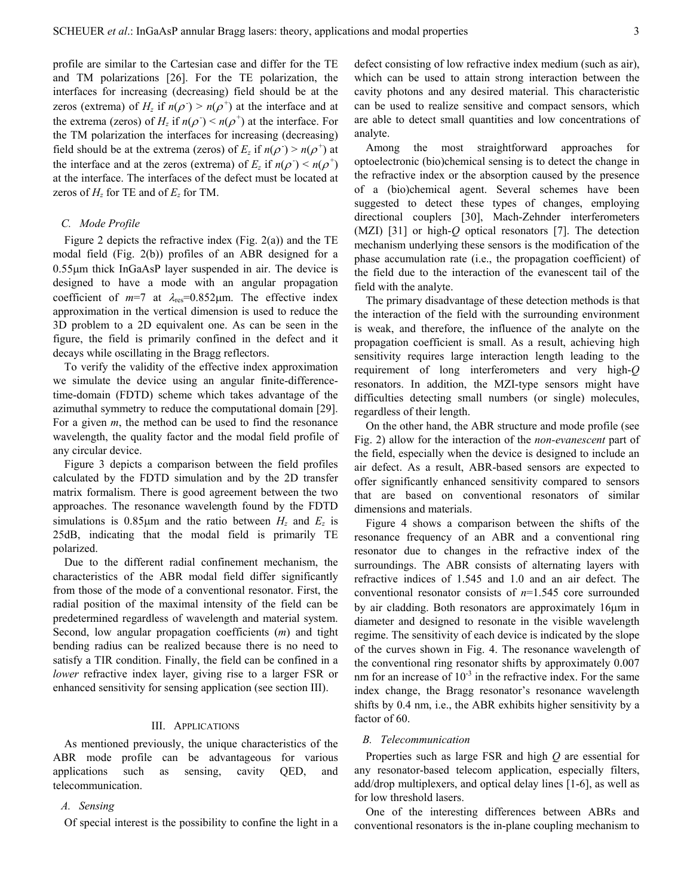profile are similar to the Cartesian case and differ for the TE and TM polarizations [26]. For the TE polarization, the interfaces for increasing (decreasing) field should be at the zeros (extrema) of $H_z$ if $n(\rho^-) > n(\rho^+)$ at the interface and at the extrema (zeros) of $H_z$ if $n(\rho^-) < n(\rho^+)$ at the interface. For the TM polarization the interfaces for increasing (decreasing) field should be at the extrema (zeros) of $E_z$ if $n(\rho^-) > n(\rho^+)$ at the interface and at the zeros (extrema) of $E_z$ if $n(\rho^-) < n(\rho^+)$ at the interface. The interfaces of the defect must be located at zeros of $H_z$ for TE and of $E_z$ for TM.

### C. Mode Profile

Figure 2 depicts the refractive index (Fig. 2(a)) and the TE modal field (Fig. 2(b)) profiles of an ABR designed for a 0.55μm thick InGaAsP layer suspended in air. The device is designed to have a mode with an angular propagation coefficient of $m$=7 at $\lambda_{res}$=0.852μm. The effective index approximation in the vertical dimension is used to reduce the 3D problem to a 2D equivalent one. As can be seen in the figure, the field is primarily confined in the defect and it decays while oscillating in the Bragg reflectors.

To verify the validity of the effective index approximation we simulate the device using an angular finite-difference-time-domain (FDTD) scheme which takes advantage of the azimuthal symmetry to reduce the computational domain [29]. For a given $m$, the method can be used to find the resonance wavelength, the quality factor and the modal field profile of any circular device.

Figure 3 depicts a comparison between the field profiles calculated by the FDTD simulation and by the 2D transfer matrix formalism. There is good agreement between the two approaches. The resonance wavelength found by the FDTD simulations is 0.85μm and the ratio between $H_z$ and $E_z$ is 25dB, indicating that the modal field is primarily TE polarized.

Due to the different radial confinement mechanism, the characteristics of the ABR modal field differ significantly from those of the mode of a conventional resonator. First, the radial position of the maximal intensity of the field can be predetermined regardless of wavelength and material system. Second, low angular propagation coefficients ($m$) and tight bending radius can be realized because there is no need to satisfy a TIR condition. Finally, the field can be confined in a *lower* refractive index layer, giving rise to a larger FSR or enhanced sensitivity for sensing application (see section III).

## III. Applications

As mentioned previously, the unique characteristics of the ABR mode profile can be advantageous for various applications such as sensing, cavity QED, and telecommunication.

### A. Sensing

Of special interest is the possibility to confine the light in a defect consisting of low refractive index medium (such as air), which can be used to attain strong interaction between the cavity photons and any desired material. This characteristic can be used to realize sensitive and compact sensors, which are able to detect small quantities and low concentrations of analyte.

Among the most straightforward approaches for optoelectronic (bio)chemical sensing is to detect the change in the refractive index or the absorption caused by the presence of a (bio)chemical agent. Several schemes have been suggested to detect these types of changes, employing directional couplers [30], Mach-Zehnder interferometers (MZI) [31] or high-$Q$ optical resonators [7]. The detection mechanism underlying these sensors is the modification of the phase accumulation rate (i.e., the propagation coefficient) of the field due to the interaction of the evanescent tail of the field with the analyte.

The primary disadvantage of these detection methods is that the interaction of the field with the surrounding environment is weak, and therefore, the influence of the analyte on the propagation coefficient is small. As a result, achieving high sensitivity requires large interaction length leading to the requirement of long interferometers and very high-$Q$ resonators. In addition, the MZI-type sensors might have difficulties detecting small numbers (or single) molecules, regardless of their length.

On the other hand, the ABR structure and mode profile (see Fig. 2) allow for the interaction of the *non-evanescent* part of the field, especially when the device is designed to include an air defect. As a result, ABR-based sensors are expected to offer significantly enhanced sensitivity compared to sensors that are based on conventional resonators of similar dimensions and materials.

Figure 4 shows a comparison between the shifts of the resonance frequency of an ABR and a conventional ring resonator due to changes in the refractive index of the surroundings. The ABR consists of alternating layers with refractive indices of 1.545 and 1.0 and an air defect. The conventional resonator consists of $n$=1.545 core surrounded by air cladding. Both resonators are approximately 16μm in diameter and designed to resonate in the visible wavelength regime. The sensitivity of each device is indicated by the slope of the curves shown in Fig. 4. The resonance wavelength of the conventional ring resonator shifts by approximately 0.007 nm for an increase of $10^{-3}$ in the refractive index. For the same index change, the Bragg resonator's resonance wavelength shifts by 0.4 nm, i.e., the ABR exhibits higher sensitivity by a factor of 60.

### B. Telecommunication

Properties such as large FSR and high $Q$ are essential for any resonator-based telecom application, especially filters, add/drop multiplexers, and optical delay lines [1-6], as well as for low threshold lasers.

One of the interesting differences between ABRs and conventional resonators is the in-plane coupling mechanism to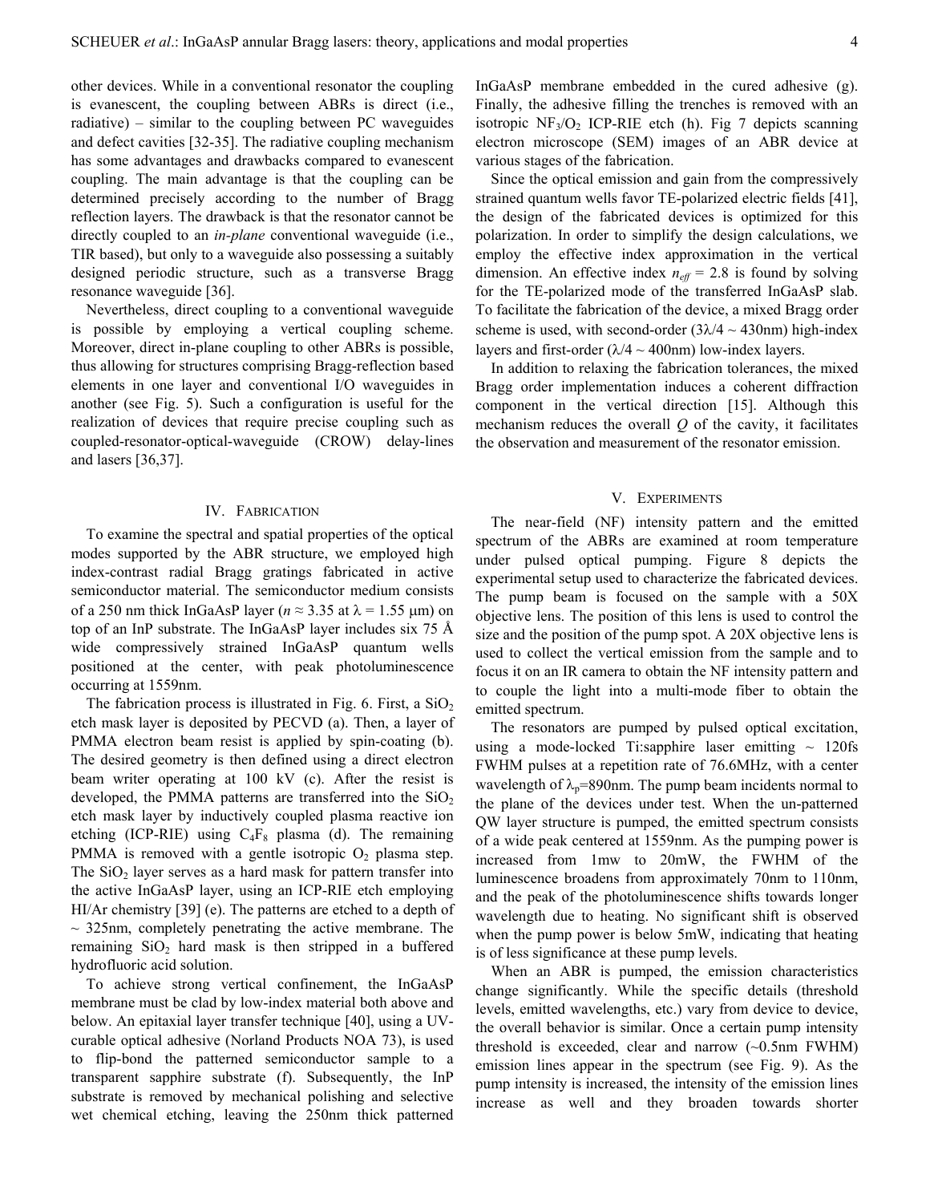other devices. While in a conventional resonator the coupling is evanescent, the coupling between ABRs is direct (i.e., radiative) – similar to the coupling between PC waveguides and defect cavities [32-35]. The radiative coupling mechanism has some advantages and drawbacks compared to evanescent coupling. The main advantage is that the coupling can be determined precisely according to the number of Bragg reflection layers. The drawback is that the resonator cannot be directly coupled to an *in-plane* conventional waveguide (i.e., TIR based), but only to a waveguide also possessing a suitably designed periodic structure, such as a transverse Bragg resonance waveguide [36].

Nevertheless, direct coupling to a conventional waveguide is possible by employing a vertical coupling scheme. Moreover, direct in-plane coupling to other ABRs is possible, thus allowing for structures comprising Bragg-reflection based elements in one layer and conventional I/O waveguides in another (see Fig. 5). Such a configuration is useful for the realization of devices that require precise coupling such as coupled-resonator-optical-waveguide (CROW) delay-lines and lasers [36,37].

## IV. Fabrication

To examine the spectral and spatial properties of the optical modes supported by the ABR structure, we employed high index-contrast radial Bragg gratings fabricated in active semiconductor material. The semiconductor medium consists of a 250 nm thick InGaAsP layer ($n \approx 3.35$ at $\lambda = 1.55$ μm) on top of an InP substrate. The InGaAsP layer includes six 75 Å wide compressively strained InGaAsP quantum wells positioned at the center, with peak photoluminescence occurring at 1559nm.

The fabrication process is illustrated in Fig. 6. First, a $SiO_2$ etch mask layer is deposited by PECVD (a). Then, a layer of PMMA electron beam resist is applied by spin-coating (b). The desired geometry is then defined using a direct electron beam writer operating at 100 kV (c). After the resist is developed, the PMMA patterns are transferred into the $SiO_2$ etch mask layer by inductively coupled plasma reactive ion etching (ICP-RIE) using $C_4F_8$ plasma (d). The remaining PMMA is removed with a gentle isotropic $O_2$ plasma step. The $SiO_2$ layer serves as a hard mask for pattern transfer into the active InGaAsP layer, using an ICP-RIE etch employing HI/Ar chemistry [39] (e). The patterns are etched to a depth of ~ 325nm, completely penetrating the active membrane. The remaining $SiO_2$ hard mask is then stripped in a buffered hydrofluoric acid solution.

To achieve strong vertical confinement, the InGaAsP membrane must be clad by low-index material both above and below. An epitaxial layer transfer technique [40], using a UV-curable optical adhesive (Norland Products NOA 73), is used to flip-bond the patterned semiconductor sample to a transparent sapphire substrate (f). Subsequently, the InP substrate is removed by mechanical polishing and selective wet chemical etching, leaving the 250nm thick patterned InGaAsP membrane embedded in the cured adhesive (g). Finally, the adhesive filling the trenches is removed with an isotropic $NF_3/O_2$ ICP-RIE etch (h). Fig 7 depicts scanning electron microscope (SEM) images of an ABR device at various stages of the fabrication.

Since the optical emission and gain from the compressively strained quantum wells favor TE-polarized electric fields [41], the design of the fabricated devices is optimized for this polarization. In order to simplify the design calculations, we employ the effective index approximation in the vertical dimension. An effective index $n_{eff}$ = 2.8 is found by solving for the TE-polarized mode of the transferred InGaAsP slab. To facilitate the fabrication of the device, a mixed Bragg order scheme is used, with second-order ($3\lambda/4$ ~ 430nm) high-index layers and first-order ($\lambda/4$ ~ 400nm) low-index layers.

In addition to relaxing the fabrication tolerances, the mixed Bragg order implementation induces a coherent diffraction component in the vertical direction [15]. Although this mechanism reduces the overall *Q* of the cavity, it facilitates the observation and measurement of the resonator emission.

## V. Experiments

The near-field (NF) intensity pattern and the emitted spectrum of the ABRs are examined at room temperature under pulsed optical pumping. Figure 8 depicts the experimental setup used to characterize the fabricated devices. The pump beam is focused on the sample with a 50X objective lens. The position of this lens is used to control the size and the position of the pump spot. A 20X objective lens is used to collect the vertical emission from the sample and to focus it on an IR camera to obtain the NF intensity pattern and to couple the light into a multi-mode fiber to obtain the emitted spectrum.

The resonators are pumped by pulsed optical excitation, using a mode-locked Ti:sapphire laser emitting ~ 120fs FWHM pulses at a repetition rate of 76.6MHz, with a center wavelength of $\lambda_p$=890nm. The pump beam incidents normal to the plane of the devices under test. When the un-patterned QW layer structure is pumped, the emitted spectrum consists of a wide peak centered at 1559nm. As the pumping power is increased from 1mw to 20mW, the FWHM of the luminescence broadens from approximately 70nm to 110nm, and the peak of the photoluminescence shifts towards longer wavelength due to heating. No significant shift is observed when the pump power is below 5mW, indicating that heating is of less significance at these pump levels.

When an ABR is pumped, the emission characteristics change significantly. While the specific details (threshold levels, emitted wavelengths, etc.) vary from device to device, the overall behavior is similar. Once a certain pump intensity threshold is exceeded, clear and narrow (~0.5nm FWHM) emission lines appear in the spectrum (see Fig. 9). As the pump intensity is increased, the intensity of the emission lines increase as well and they broaden towards shorter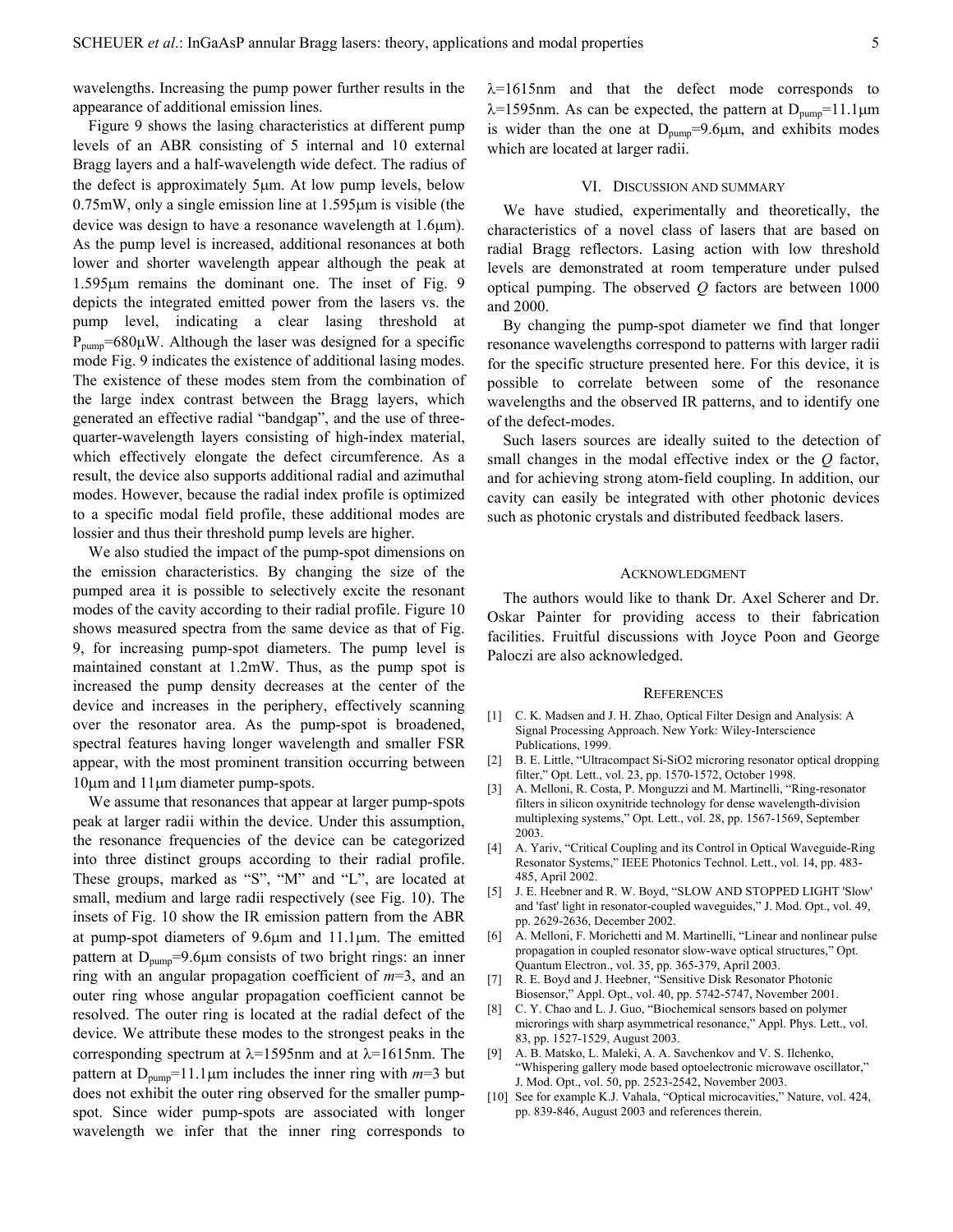wavelengths. Increasing the pump power further results in the appearance of additional emission lines.

Figure 9 shows the lasing characteristics at different pump levels of an ABR consisting of 5 internal and 10 external Bragg layers and a half-wavelength wide defect. The radius of the defect is approximately 5μm. At low pump levels, below 0.75mW, only a single emission line at 1.595μm is visible (the device was design to have a resonance wavelength at 1.6μm). As the pump level is increased, additional resonances at both lower and shorter wavelength appear although the peak at 1.595μm remains the dominant one. The inset of Fig. 9 depicts the integrated emitted power from the lasers vs. the pump level, indicating a clear lasing threshold at $P_{pump}$=680μW. Although the laser was designed for a specific mode Fig. 9 indicates the existence of additional lasing modes. The existence of these modes stem from the combination of the large index contrast between the Bragg layers, which generated an effective radial "bandgap", and the use of three-quarter-wavelength layers consisting of high-index material, which effectively elongate the defect circumference. As a result, the device also supports additional radial and azimuthal modes. However, because the radial index profile is optimized to a specific modal field profile, these additional modes are lossier and thus their threshold pump levels are higher.

We also studied the impact of the pump-spot dimensions on the emission characteristics. By changing the size of the pumped area it is possible to selectively excite the resonant modes of the cavity according to their radial profile. Figure 10 shows measured spectra from the same device as that of Fig. 9, for increasing pump-spot diameters. The pump level is maintained constant at 1.2mW. Thus, as the pump spot is increased the pump density decreases at the center of the device and increases in the periphery, effectively scanning over the resonator area. As the pump-spot is broadened, spectral features having longer wavelength and smaller FSR appear, with the most prominent transition occurring between 10μm and 11μm diameter pump-spots.

We assume that resonances that appear at larger pump-spots peak at larger radii within the device. Under this assumption, the resonance frequencies of the device can be categorized into three distinct groups according to their radial profile. These groups, marked as "S", "M" and "L", are located at small, medium and large radii respectively (see Fig. 10). The insets of Fig. 10 show the IR emission pattern from the ABR at pump-spot diameters of 9.6μm and 11.1μm. The emitted pattern at $D_{pump}$=9.6μm consists of two bright rings: an inner ring with an angular propagation coefficient of $m$=3, and an outer ring whose angular propagation coefficient cannot be resolved. The outer ring is located at the radial defect of the device. We attribute these modes to the strongest peaks in the corresponding spectrum at λ=1595nm and at λ=1615nm. The pattern at $D_{pump}$=11.1μm includes the inner ring with $m$=3 but does not exhibit the outer ring observed for the smaller pump-spot. Since wider pump-spots are associated with longer wavelength we infer that the inner ring corresponds to λ=1615nm and that the defect mode corresponds to λ=1595nm. As can be expected, the pattern at $D_{pump}$=11.1μm is wider than the one at $D_{pump}$=9.6μm, and exhibits modes which are located at larger radii.

## VI. Discussion and Summary

We have studied, experimentally and theoretically, the characteristics of a novel class of lasers that are based on radial Bragg reflectors. Lasing action with low threshold levels are demonstrated at room temperature under pulsed optical pumping. The observed $Q$ factors are between 1000 and 2000.

By changing the pump-spot diameter we find that longer resonance wavelengths correspond to patterns with larger radii for the specific structure presented here. For this device, it is possible to correlate between some of the resonance wavelengths and the observed IR patterns, and to identify one of the defect-modes.

Such lasers sources are ideally suited to the detection of small changes in the modal effective index or the $Q$ factor, and for achieving strong atom-field coupling. In addition, our cavity can easily be integrated with other photonic devices such as photonic crystals and distributed feedback lasers.

## Acknowledgment

The authors would like to thank Dr. Axel Scherer and Dr. Oskar Painter for providing access to their fabrication facilities. Fruitful discussions with Joyce Poon and George Paloczi are also acknowledged.

## References

[1] C. K. Madsen and J. H. Zhao, Optical Filter Design and Analysis: A Signal Processing Approach. New York: Wiley-Interscience Publications, 1999.

[2] B. E. Little, "Ultracompact Si-SiO2 microring resonator optical dropping filter," Opt. Lett., vol. 23, pp. 1570-1572, October 1998.

[3] A. Melloni, R. Costa, P. Monguzzi and M. Martinelli, "Ring-resonator filters in silicon oxynitride technology for dense wavelength-division multiplexing systems," Opt. Lett., vol. 28, pp. 1567-1569, September 2003.

[4] A. Yariv, "Critical Coupling and its Control in Optical Waveguide-Ring Resonator Systems," IEEE Photonics Technol. Lett., vol. 14, pp. 483-485, April 2002.

[5] J. E. Heebner and R. W. Boyd, "SLOW AND STOPPED LIGHT 'Slow' and 'fast' light in resonator-coupled waveguides," J. Mod. Opt., vol. 49, pp. 2629-2636, December 2002.

[6] A. Melloni, F. Morichetti and M. Martinelli, "Linear and nonlinear pulse propagation in coupled resonator slow-wave optical structures," Opt. Quantum Electron., vol. 35, pp. 365-379, April 2003.

[7] R. E. Boyd and J. Heebner, "Sensitive Disk Resonator Photonic Biosensor," Appl. Opt., vol. 40, pp. 5742-5747, November 2001.

[8] C. Y. Chao and L. J. Guo, "Biochemical sensors based on polymer microrings with sharp asymmetrical resonance," Appl. Phys. Lett., vol. 83, pp. 1527-1529, August 2003.

[9] A. B. Matsko, L. Maleki, A. A. Savchenkov and V. S. Ilchenko, "Whispering gallery mode based optoelectronic microwave oscillator," J. Mod. Opt., vol. 50, pp. 2523-2542, November 2003.

[10] See for example K.J. Vahala, "Optical microcavities," Nature, vol. 424, pp. 839-846, August 2003 and references therein.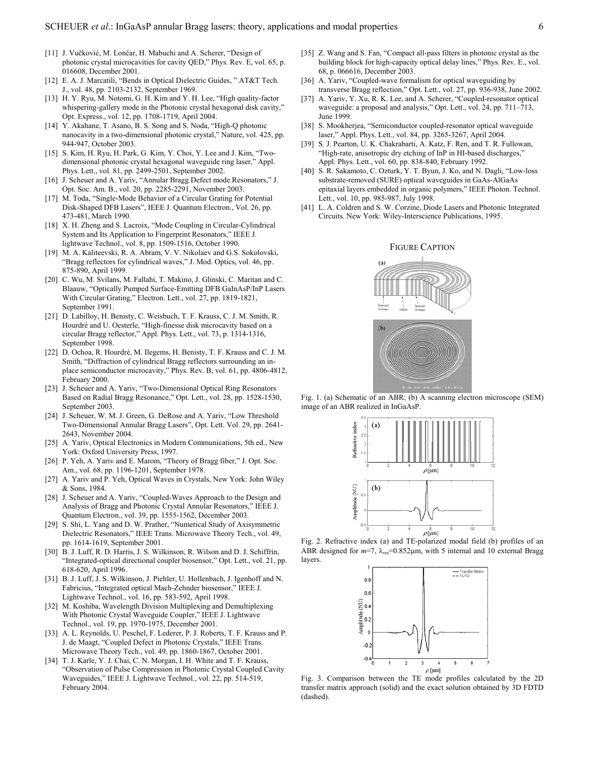[11] J. Vučković, M. Lončar, H. Mabuchi and A. Scherer, "Design of photonic crystal microcavities for cavity QED," Phys. Rev. E, vol. 65, p. 016608, December 2001.

[12] E. A. J. Marcatili, "Bends in Optical Dielectric Guides, " AT&T Tech. J., vol. 48, pp. 2103-2132, September 1969.

[13] H. Y. Ryu, M. Notomi, G. H. Kim and Y. H. Lee, "High quality-factor whispering-gallery mode in the Photonic crystal hexagonal disk cavity," Opt. Express., vol. 12, pp. 1708-1719, April 2004.

[14] Y. Akahane, T. Asano, B. S. Song and S. Noda, "High-Q photonic nanocavity in a two-dimensional photonic crystal," Nature, vol. 425, pp. 944-947, October 2003.

[15] S. Kim, H. Ryu, H. Park, G. Kim, Y. Choi, Y. Lee and J. Kim, "Two-dimensional photonic crystal hexagonal waveguide ring laser," Appl. Phys. Lett., vol. 81, pp. 2499-2501, September 2002.

[16] J. Scheuer and A. Yariv, "Annular Bragg Defect mode Resonators," J. Opt. Soc. Am. B., vol. 20, pp. 2285-2291, November 2003.

[17] M. Toda, "Single-Mode Behavior of a Circular Grating for Potential Disk-Shaped DFB Lasers", IEEE J. Quantum Electron., Vol. 26, pp. 473-481, March 1990.

[18] X. H. Zheng and S. Lacroix, "Mode Coupling in Circular-Cylindrical System and Its Application to Fingerprint Resonators," IEEE J. lightwave Technol., vol. 8, pp. 1509-1516, October 1990.

[19] M. A. Kaliteevski, R. A. Abram, V. V. Nikolaev and G.S. Sokolovski, "Bragg reflectors for cylindrical waves," J. Mod. Optics, vol. 46, pp. 875-890, April 1999.

[20] C. Wu, M. Svilans, M. Fallahi, T. Makino, J. Glinski, C. Maritan and C. Blaauw, "Optically Pumped Surface-Emitting DFB GaInAsP/InP Lasers With Circular Grating," Electron. Lett., vol. 27, pp. 1819-1821, September 1991.

[21] D. Labilloy, H. Benisty, C. Weisbuch, T. F. Krauss, C. J. M. Smith, R. Hourdré and U. Oesterle, "High-finesse disk microcavity based on a circular Bragg reflector," Appl. Phys. Lett., vol. 73, p. 1314-1316, September 1998.

[22] D. Ochoa, R. Hourdré, M. Ilegems, H. Benisty, T. F. Krauss and C. J. M. Smith, "Diffraction of cylindrical Bragg reflectors surrounding an in-place semiconductor microcavity," Phys. Rev. B, vol. 61, pp. 4806-4812, February 2000.

[23] J. Scheuer and A. Yariv, "Two-Dimensional Optical Ring Resonators Based on Radial Bragg Resonance," Opt. Lett., vol. 28, pp. 1528-1530, September 2003.

[24] J. Scheuer, W. M. J. Green, G. DeRose and A. Yariv, "Low Threshold Two-Dimensional Annular Bragg Lasers", Opt. Lett. Vol. 29, pp. 2641-2643, November 2004.

[25] A. Yariv, Optical Electronics in Modern Communications, 5th ed., New York: Oxford University Press, 1997.

[26] P. Yeh, A. Yariv and E. Marom, "Theory of Bragg fiber," J. Opt. Soc. Am., vol. 68, pp. 1196-1201, September 1978.

[27] A. Yariv and P. Yeh, Optical Waves in Crystals, New York: John Wiley & Sons, 1984.

[28] J. Scheuer and A. Yariv, "Coupled-Waves Approach to the Design and Analysis of Bragg and Photonic Crystal Annular Resonators," IEEE J. Quantum Electron., vol. 39, pp. 1555-1562, December 2003.

[29] S. Shi, L. Yang and D. W. Prather, "Numerical Study of Axisymmetric Dielectric Resonators," IEEE Trans. Microwave Theory Tech., vol. 49, pp. 1614-1619, September 2001.

[30] B. J. Luff, R. D. Harris, J. S. Wilkinson, R. Wilson and D. J. Schiffrin, "Integrated-optical directional coupler biosensor," Opt. Lett., vol. 21, pp. 618-620, April 1996.

[31] B. J. Luff, J. S. Wilkinson, J. Piehler, U. Hollenbach, J. Igenhoff and N. Fabricius, "Integrated optical Mach-Zehnder biosensor," IEEE J. Lightwave Technol., vol. 16, pp. 583-592, April 1998.

[32] M. Koshiba, Wavelength Division Multiplexing and Demultiplexing With Photonic Crystal Waveguide Coupler," IEEE J. Lightwave Technol., vol. 19, pp. 1970-1975, December 2001.

[33] A. L. Reynolds, U. Peschel, F. Lederer, P. J. Roberts, T. F. Krauss and P. J. de Maagt, "Coupled Defect in Photonic Crystals," IEEE Trans. Microwave Theory Tech., vol. 49, pp. 1860-1867, October 2001.

[34] T. J. Karle, Y. J. Chai, C. N. Morgan, I. H. White and T. F. Krauss, "Observation of Pulse Compression in Photonic Crystal Coupled Cavity Waveguides," IEEE J. Lightwave Technol., vol. 22, pp. 514-519, February 2004.

[35] Z. Wang and S. Fan, "Compact all-pass filters in photonic crystal as the building block for high-capacity optical delay lines," Phys. Rev. E., vol. 68, p. 066616, December 2003.

[36] A. Yariv, "Coupled-wave formalism for optical waveguiding by transverse Bragg reflection," Opt. Lett., vol. 27, pp. 936-938, June 2002.

[37] A. Yariv, Y. Xu, R. K. Lee, and A. Scherer, "Coupled-resonator optical waveguide: a proposal and analysis," Opt. Lett., vol. 24, pp. 711–713, June 1999.

[38] S. Mookherjea, "Semiconductor coupled-resonator optical waveguide laser," Appl. Phys. Lett., vol. 84, pp. 3265-3267, April 2004.

[39] S. J. Pearton, U. K. Chakrabarti, A. Katz, F. Ren, and T. R. Fullowan, "High-rate, anisotropic dry etching of InP in HI-based discharges," Appl. Phys. Lett., vol. 60, pp. 838-840, February 1992.

[40] S. R. Sakamoto, C. Ozturk, Y. T. Byun, J. Ko, and N. Dagli, "Low-loss substrate-removed (SURE) optical waveguides in GaAs-AlGaAs epitaxial layers embedded in organic polymers," IEEE Photon. Technol. Lett., vol. 10, pp. 985-987, July 1998.

[41] L. A. Coldren and S. W. Corzine, Diode Lasers and Photonic Integrated Circuits. New York: Wiley-Interscience Publications, 1995.

## Figure Caption

Fig. 1. (a) Schematic of an ABR; (b) A scanning electron microscope (SEM) image of an ABR realized in InGaAsP.

Fig. 2. Refractive index (a) and TE-polarized modal field (b) profiles of an ABR designed for $m$=7, $\lambda_{res}$=0.852μm, with 5 internal and 10 external Bragg layers.

Fig. 3. Comparison between the TE mode profiles calculated by the 2D transfer matrix approach (solid) and the exact solution obtained by 3D FDTD (dashed).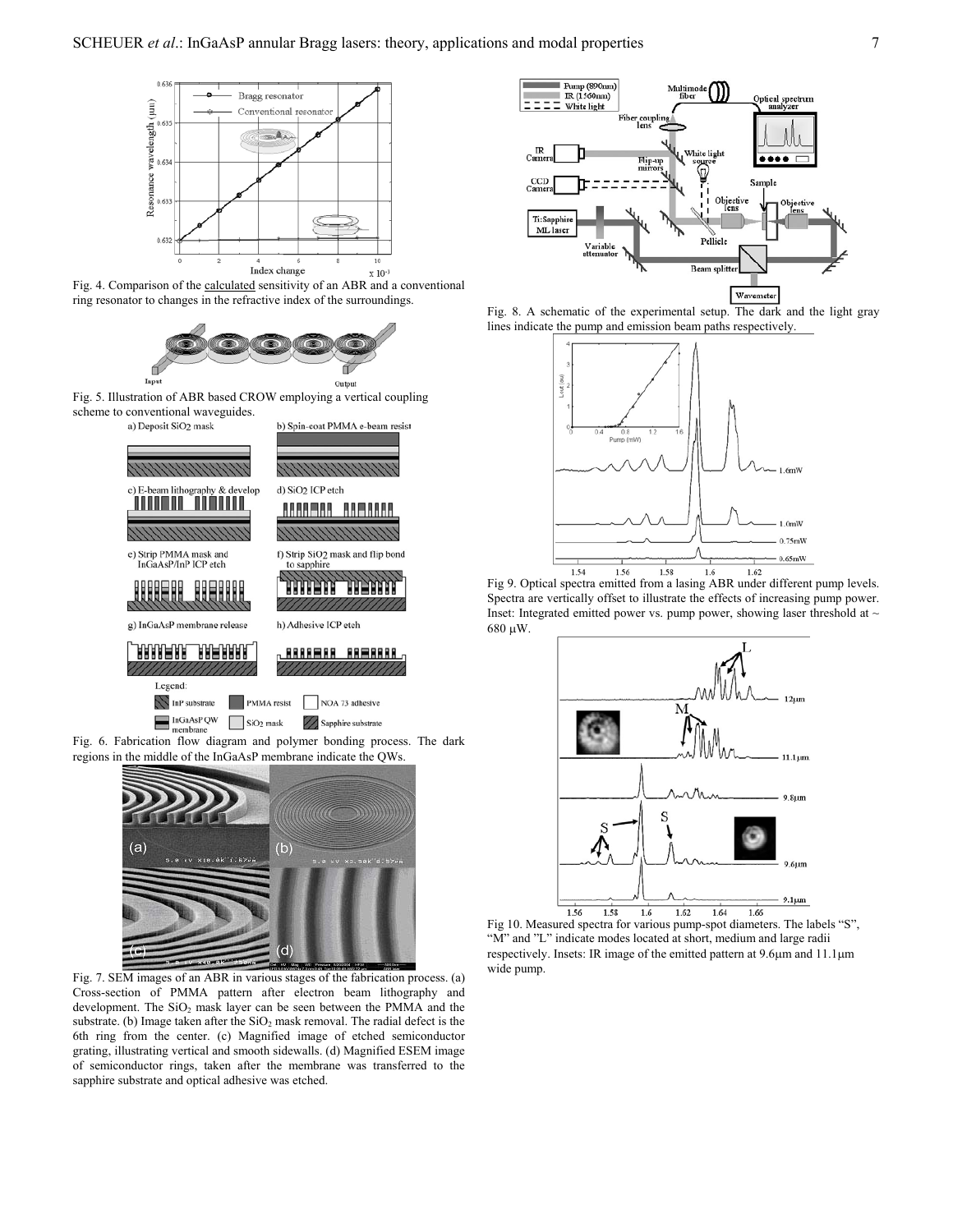0.636
Bragg resonator
Conventional resonator
Resonance wavelength (μm)
0.635
0.634
0.633
0.632
0 2 4 6 8 10
Index change
x 10⁻³

Fig. 4. Comparison of the calculated sensitivity of an ABR and a conventional ring resonator to changes in the refractive index of the surroundings.

Input
Output

Fig. 5. Illustration of ABR based CROW employing a vertical coupling scheme to conventional waveguides.

a) Deposit $SiO_2$ mask
b) Spin-coat PMMA e-beam resist
c) E-beam lithography & develop
d) $SiO_2$ ICP etch
e) Strip PMMA mask and InGaAsP/InP ICP etch
f) Strip $SiO_2$ mask and flip bond to sapphire
g) InGaAsP membrane release
h) Adhesive ICP etch

Legend:
InP substrate
PMMA resist
NOA 73 adhesive
InGaAsP QW membrane
$SiO_2$ mask
Sapphire substrate

Fig. 6. Fabrication flow diagram and polymer bonding process. The dark regions in the middle of the InGaAsP membrane indicate the QWs.

(a)
(b)
(c)
(d)

Fig. 7. SEM images of an ABR in various stages of the fabrication process. (a) Cross-section of PMMA pattern after electron beam lithography and development. The $SiO_2$ mask layer can be seen between the PMMA and the substrate. (b) Image taken after the $SiO_2$ mask removal. The radial defect is the 6th ring from the center. (c) Magnified image of etched semiconductor grating, illustrating vertical and smooth sidewalls. (d) Magnified ESEM image of semiconductor rings, taken after the membrane was transferred to the sapphire substrate and optical adhesive was etched.

Pump (890nm)
IR (1560nm)
White light
Multimode fiber
Optical spectrum analyzer
Fiber coupling lens
IR Camera
Flip-up mirrors
White light source
Sample
CCD Camera
Objective lens
Objective lens
Ti:Sapphire ML laser
Pellicle
Variable attenuator
Beam splitter
Wavemeter

Fig. 8. A schematic of the experimental setup. The dark and the light gray lines indicate the pump and emission beam paths respectively.

Lout (au)
Pump (mW)
0 0.4 0.8 1.2 1.6
1.6mW
1.0mW
0.75mW
0.65mW
1.54 1.56 1.58 1.6 1.62

Fig 9. Optical spectra emitted from a lasing ABR under different pump levels. Spectra are vertically offset to illustrate the effects of increasing pump power. Inset: Integrated emitted power vs. pump power, showing laser threshold at ~ 680 μW.

L
M
S
S
12μm
11.1μm
9.8μm
9.6μm
9.1μm
1.56 1.58 1.6 1.62 1.64 1.66

Fig 10. Measured spectra for various pump-spot diameters. The labels "S", "M" and "L" indicate modes located at short, medium and large radii respectively. Insets: IR image of the emitted pattern at 9.6μm and 11.1μm wide pump.